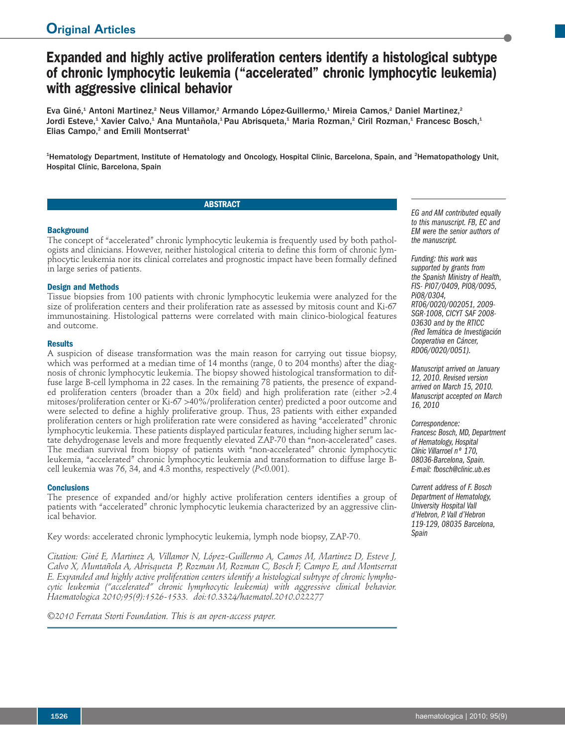Original Articles

# Expanded and highly active proliferation centers identify a histological subtype of chronic lymphocytic leukemia ("accelerated" chronic lymphocytic leukemia) with aggressive clinical behavior

Eva Giné,[1] Antoni Martinez,[2] Neus Villamor,[2] Armando López-Guillermo,[1] Mireia Camos,[2] Daniel Martinez,[2] Jordi Esteve,[1] Xavier Calvo,[1] Ana Muntañola,[1] Pau Abrisqueta,[1] Maria Rozman,[2] Ciril Rozman,[1] Francesc Bosch,[1] Elias Campo,[2] and Emili Montserrat[1]

[1]Hematology Department, Institute of Hematology and Oncology, Hospital Clinic, Barcelona, Spain, and [2]Hematopathology Unit, Hospital Clínic, Barcelona, Spain

## ABSTRACT

### Background

The concept of "accelerated" chronic lymphocytic leukemia is frequently used by both pathologists and clinicians. However, neither histological criteria to define this form of chronic lymphocytic leukemia nor its clinical correlates and prognostic impact have been formally defined in large series of patients.

### Design and Methods

Tissue biopsies from 100 patients with chronic lymphocytic leukemia were analyzed for the size of proliferation centers and their proliferation rate as assessed by mitosis count and Ki-67 immunostaining. Histological patterns were correlated with main clinico-biological features and outcome.

### Results

A suspicion of disease transformation was the main reason for carrying out tissue biopsy, which was performed at a median time of 14 months (range, 0 to 204 months) after the diagnosis of chronic lymphocytic leukemia. The biopsy showed histological transformation to diffuse large B-cell lymphoma in 22 cases. In the remaining 78 patients, the presence of expanded proliferation centers (broader than a 20x field) and high proliferation rate (either >2.4 mitoses/proliferation center or Ki-67 >40%/proliferation center) predicted a poor outcome and were selected to define a highly proliferative group. Thus, 23 patients with either expanded proliferation centers or high proliferation rate were considered as having "accelerated" chronic lymphocytic leukemia. These patients displayed particular features, including higher serum lactate dehydrogenase levels and more frequently elevated ZAP-70 than "non-accelerated" cases. The median survival from biopsy of patients with "non-accelerated" chronic lymphocytic leukemia, "accelerated" chronic lymphocytic leukemia and transformation to diffuse large B-cell leukemia was 76, 34, and 4.3 months, respectively ($P$<0.001).

### Conclusions

The presence of expanded and/or highly active proliferation centers identifies a group of patients with "accelerated" chronic lymphocytic leukemia characterized by an aggressive clinical behavior.

Key words: accelerated chronic lymphocytic leukemia, lymph node biopsy, ZAP-70.

*Citation: Giné E, Martinez A, Villamor N, López-Guillermo A, Camos M, Martinez D, Esteve J, Calvo X, Muntañola A, Abrisqueta P, Rozman M, Rozman C, Bosch F, Campo E, and Montserrat E. Expanded and highly active proliferation centers identify a histological subtype of chronic lymphocytic leukemia ("accelerated" chronic lymphocytic leukemia) with aggressive clinical behavior. Haematologica 2010;95(9):1526-1533. doi:10.3324/haematol.2010.022277*

*©2010 Ferrata Storti Foundation. This is an open-access paper.*

*EG and AM contributed equally to this manuscript. FB, EC and EM were the senior authors of the manuscript.*

*Funding: this work was supported by grants from the Spanish Ministry of Health, FIS- PI07/0409, PI08/0095, Pi08/0304, RT06/0020/002051, 2009-SGR-1008, CICYT SAF 2008-03630 and by the RTICC (Red Temática de Investigación Cooperativa en Cáncer, RD06/0020/0051).*

*Manuscript arrived on January 12, 2010. Revised version arrived on March 15, 2010. Manuscript accepted on March 16, 2010*

*Correspondence: Francesc Bosch, MD, Department of Hematology, Hospital Clínic Villarroel nº 170, 08036-Barcelona, Spain. E-mail: fbosch@clinic.ub.es*

*Current address of F. Bosch Department of Hematology, University Hospital Vall d'Hebron, P. Vall d'Hebron 119-129, 08035 Barcelona, Spain*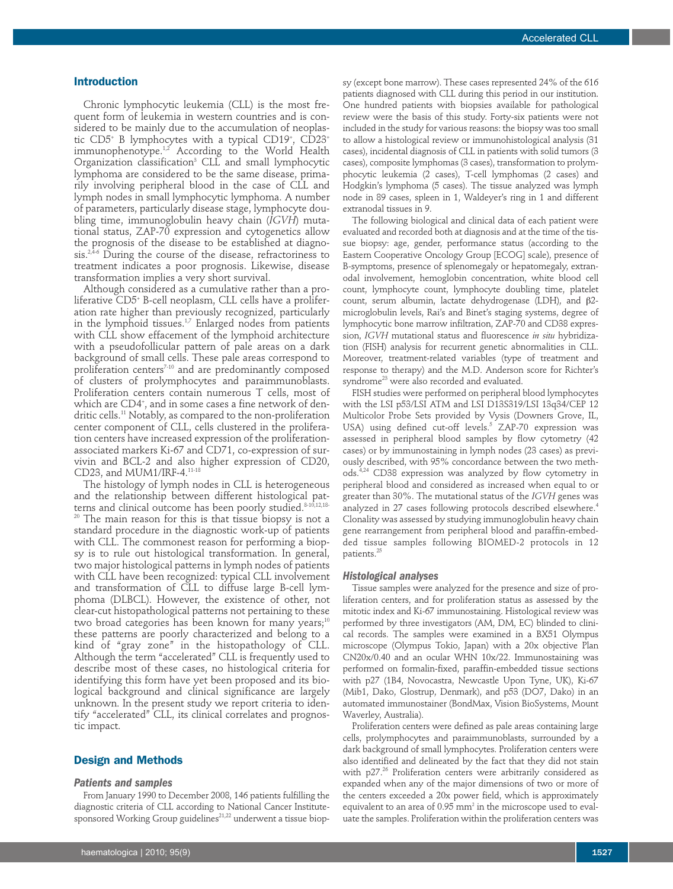## Introduction

Chronic lymphocytic leukemia (CLL) is the most frequent form of leukemia in western countries and is considered to be mainly due to the accumulation of neoplastic CD5+ B lymphocytes with a typical CD19+, CD23+ immunophenotype.[1,2] According to the World Health Organization classification[3] CLL and small lymphocytic lymphoma are considered to be the same disease, primarily involving peripheral blood in the case of CLL and lymph nodes in small lymphocytic lymphoma. A number of parameters, particularly disease stage, lymphocyte doubling time, immunoglobulin heavy chain (*IGVH*) mutational status, ZAP-70 expression and cytogenetics allow the prognosis of the disease to be established at diagnosis.[2,4-6] During the course of the disease, refractoriness to treatment indicates a poor prognosis. Likewise, disease transformation implies a very short survival.

Although considered as a cumulative rather than a proliferative CD5+ B-cell neoplasm, CLL cells have a proliferation rate higher than previously recognized, particularly in the lymphoid tissues.[1,7] Enlarged nodes from patients with CLL show effacement of the lymphoid architecture with a pseudofollicular pattern of pale areas on a dark background of small cells. These pale areas correspond to proliferation centers[7-10] and are predominantly composed of clusters of prolymphocytes and paraimmunoblasts. Proliferation centers contain numerous T cells, most of which are CD4+, and in some cases a fine network of dendritic cells.[11] Notably, as compared to the non-proliferation center component of CLL, cells clustered in the proliferation centers have increased expression of the proliferation-associated markers Ki-67 and CD71, co-expression of survivin and BCL-2 and also higher expression of CD20, CD23, and MUM1/IRF-4.[11-18]

The histology of lymph nodes in CLL is heterogeneous and the relationship between different histological patterns and clinical outcome has been poorly studied.[8-10,12,18-20] The main reason for this is that tissue biopsy is not a standard procedure in the diagnostic work-up of patients with CLL. The commonest reason for performing a biopsy is to rule out histological transformation. In general, two major histological patterns in lymph nodes of patients with CLL have been recognized: typical CLL involvement and transformation of CLL to diffuse large B-cell lymphoma (DLBCL). However, the existence of other, not clear-cut histopathological patterns not pertaining to these two broad categories has been known for many years;[10] these patterns are poorly characterized and belong to a kind of "gray zone" in the histopathology of CLL. Although the term "accelerated" CLL is frequently used to describe most of these cases, no histological criteria for identifying this form have yet been proposed and its biological background and clinical significance are largely unknown. In the present study we report criteria to identify "accelerated" CLL, its clinical correlates and prognostic impact.

## Design and Methods

### Patients and samples

From January 1990 to December 2008, 146 patients fulfilling the diagnostic criteria of CLL according to National Cancer Institute-sponsored Working Group guidelines[21,22] underwent a tissue biopsy (except bone marrow). These cases represented 24% of the 616 patients diagnosed with CLL during this period in our institution. One hundred patients with biopsies available for pathological review were the basis of this study. Forty-six patients were not included in the study for various reasons: the biopsy was too small to allow a histological review or immunohistological analysis (31 cases), incidental diagnosis of CLL in patients with solid tumors (3 cases), composite lymphomas (3 cases), transformation to prolymphocytic leukemia (2 cases), T-cell lymphomas (2 cases) and Hodgkin's lymphoma (5 cases). The tissue analyzed was lymph node in 89 cases, spleen in 1, Waldeyer's ring in 1 and different extranodal tissues in 9.

The following biological and clinical data of each patient were evaluated and recorded both at diagnosis and at the time of the tissue biopsy: age, gender, performance status (according to the Eastern Cooperative Oncology Group [ECOG] scale), presence of B-symptoms, presence of splenomegaly or hepatomegaly, extranodal involvement, hemoglobin concentration, white blood cell count, lymphocyte count, lymphocyte doubling time, platelet count, serum albumin, lactate dehydrogenase (LDH), and β2-microglobulin levels, Rai's and Binet's staging systems, degree of lymphocytic bone marrow infiltration, ZAP-70 and CD38 expression, *IGVH* mutational status and fluorescence *in situ* hybridization (FISH) analysis for recurrent genetic abnormalities in CLL. Moreover, treatment-related variables (type of treatment and response to therapy) and the M.D. Anderson score for Richter's syndrome[23] were also recorded and evaluated.

FISH studies were performed on peripheral blood lymphocytes with the LSI p53/LSI ATM and LSI D13S319/LSI 13q34/CEP 12 Multicolor Probe Sets provided by Vysis (Downers Grove, IL, USA) using defined cut-off levels.[5] ZAP-70 expression was assessed in peripheral blood samples by flow cytometry (42 cases) or by immunostaining in lymph nodes (23 cases) as previously described, with 95% concordance between the two methods.[4,24] CD38 expression was analyzed by flow cytometry in peripheral blood and considered as increased when equal to or greater than 30%. The mutational status of the *IGVH* genes was analyzed in 27 cases following protocols described elsewhere.[4] Clonality was assessed by studying immunoglobulin heavy chain gene rearrangement from peripheral blood and paraffin-embedded tissue samples following BIOMED-2 protocols in 12 patients.[25]

### Histological analyses

Tissue samples were analyzed for the presence and size of proliferation centers, and for proliferation status as assessed by the mitotic index and Ki-67 immunostaining. Histological review was performed by three investigators (AM, DM, EC) blinded to clinical records. The samples were examined in a BX51 Olympus microscope (Olympus Tokio, Japan) with a 20x objective Plan CN20x/0.40 and an ocular WHN 10x/22. Immunostaining was performed on formalin-fixed, paraffin-embedded tissue sections with p27 (1B4, Novocastra, Newcastle Upon Tyne, UK), Ki-67 (Mib1, Dako, Glostrup, Denmark), and p53 (DO7, Dako) in an automated immunostainer (BondMax, Vision BioSystems, Mount Waverley, Australia).

Proliferation centers were defined as pale areas containing large cells, prolymphocytes and paraimmunoblasts, surrounded by a dark background of small lymphocytes. Proliferation centers were also identified and delineated by the fact that they did not stain with p27.[26] Proliferation centers were arbitrarily considered as expanded when any of the major dimensions of two or more of the centers exceeded a 20x power field, which is approximately equivalent to an area of 0.95 mm$^2$ in the microscope used to evaluate the samples. Proliferation within the proliferation centers was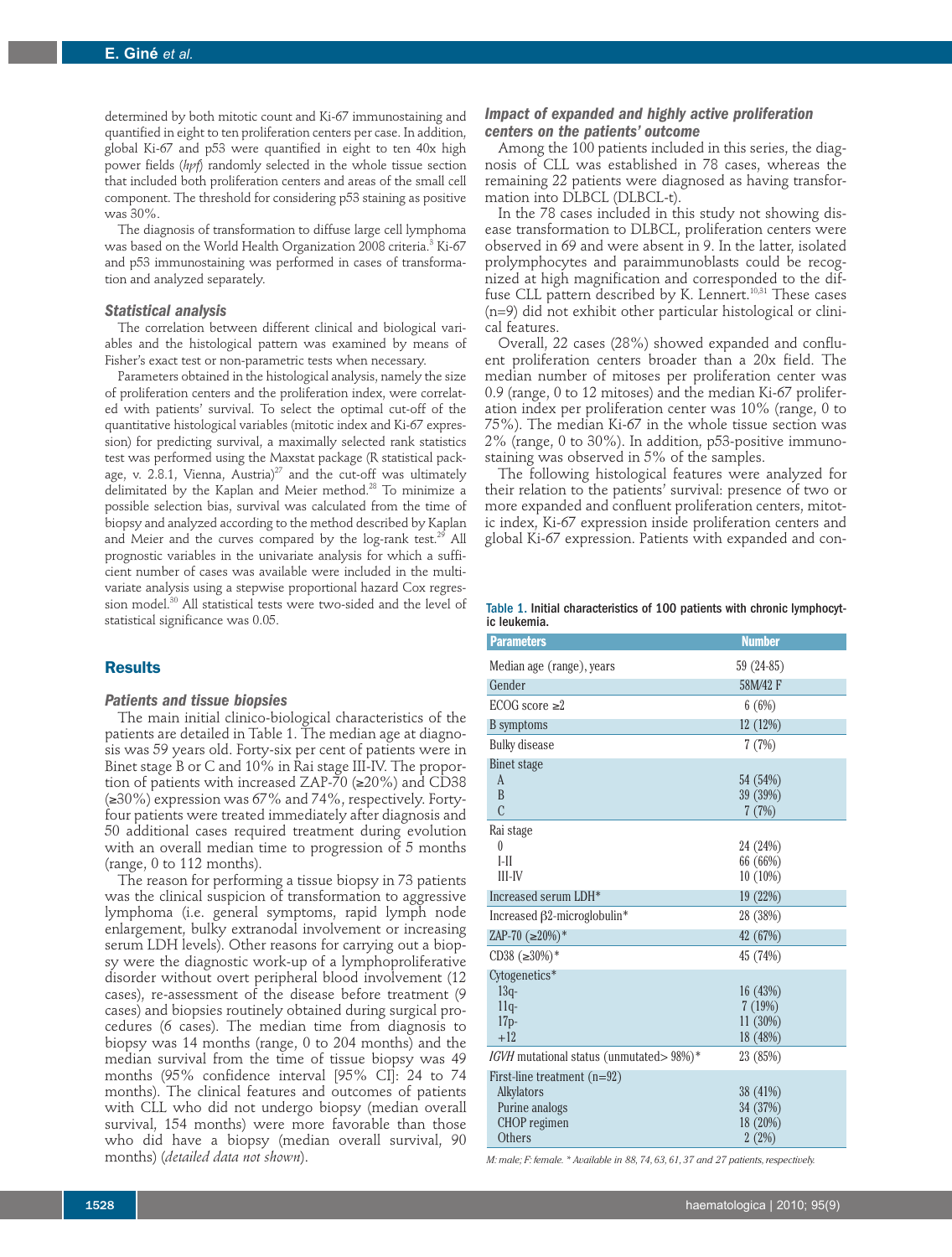determined by both mitotic count and Ki-67 immunostaining and quantified in eight to ten proliferation centers per case. In addition, global Ki-67 and p53 were quantified in eight to ten 40x high power fields (*hpf*) randomly selected in the whole tissue section that included both proliferation centers and areas of the small cell component. The threshold for considering p53 staining as positive was 30%.

The diagnosis of transformation to diffuse large cell lymphoma was based on the World Health Organization 2008 criteria.[3] Ki-67 and p53 immunostaining was performed in cases of transformation and analyzed separately.

### *Statistical analysis*

The correlation between different clinical and biological variables and the histological pattern was examined by means of Fisher's exact test or non-parametric tests when necessary.

Parameters obtained in the histological analysis, namely the size of proliferation centers and the proliferation index, were correlated with patients' survival. To select the optimal cut-off of the quantitative histological variables (mitotic index and Ki-67 expression) for predicting survival, a maximally selected rank statistics test was performed using the Maxstat package (R statistical package, v. 2.8.1, Vienna, Austria)[27] and the cut-off was ultimately delimitated by the Kaplan and Meier method.[28] To minimize a possible selection bias, survival was calculated from the time of biopsy and analyzed according to the method described by Kaplan and Meier and the curves compared by the log-rank test.[29] All prognostic variables in the univariate analysis for which a sufficient number of cases was available were included in the multivariate analysis using a stepwise proportional hazard Cox regression model.[30] All statistical tests were two-sided and the level of statistical significance was 0.05.

## Results

### *Patients and tissue biopsies*

The main initial clinico-biological characteristics of the patients are detailed in Table 1. The median age at diagnosis was 59 years old. Forty-six per cent of patients were in Binet stage B or C and 10% in Rai stage III-IV. The proportion of patients with increased ZAP-70 (≥20%) and CD38 (≥30%) expression was 67% and 74%, respectively. Forty-four patients were treated immediately after diagnosis and 50 additional cases required treatment during evolution with an overall median time to progression of 5 months (range, 0 to 112 months).

The reason for performing a tissue biopsy in 73 patients was the clinical suspicion of transformation to aggressive lymphoma (i.e. general symptoms, rapid lymph node enlargement, bulky extranodal involvement or increasing serum LDH levels). Other reasons for carrying out a biopsy were the diagnostic work-up of a lymphoproliferative disorder without overt peripheral blood involvement (12 cases), re-assessment of the disease before treatment (9 cases) and biopsies routinely obtained during surgical procedures (6 cases). The median time from diagnosis to biopsy was 14 months (range, 0 to 204 months) and the median survival from the time of tissue biopsy was 49 months (95% confidence interval [95% CI]: 24 to 74 months). The clinical features and outcomes of patients with CLL who did not undergo biopsy (median overall survival, 154 months) were more favorable than those who did have a biopsy (median overall survival, 90 months) (*detailed data not shown*).

### *Impact of expanded and highly active proliferation centers on the patients' outcome*

Among the 100 patients included in this series, the diagnosis of CLL was established in 78 cases, whereas the remaining 22 patients were diagnosed as having transformation into DLBCL (DLBCL-t).

In the 78 cases included in this study not showing disease transformation to DLBCL, proliferation centers were observed in 69 and were absent in 9. In the latter, isolated prolymphocytes and paraimmunoblasts could be recognized at high magnification and corresponded to the diffuse CLL pattern described by K. Lennert.[10,31] These cases (n=9) did not exhibit other particular histological or clinical features.

Overall, 22 cases (28%) showed expanded and confluent proliferation centers broader than a 20x field. The median number of mitoses per proliferation center was 0.9 (range, 0 to 12 mitoses) and the median Ki-67 proliferation index per proliferation center was 10% (range, 0 to 75%). The median Ki-67 in the whole tissue section was 2% (range, 0 to 30%). In addition, p53-positive immunostaining was observed in 5% of the samples.

The following histological features were analyzed for their relation to the patients' survival: presence of two or more expanded and confluent proliferation centers, mitotic index, Ki-67 expression inside proliferation centers and global Ki-67 expression. Patients with expanded and con-

Table 1. Initial characteristics of 100 patients with chronic lymphocytic leukemia.

| Parameters | Number |
|---|---|
| Median age (range), years | 59 (24-85) |
| Gender | 58M/42 F |
| ECOG score ≥2 | 6 (6%) |
| B symptoms | 12 (12%) |
| Bulky disease | 7 (7%) |
| Binet stage | |
| A | 54 (54%) |
| B | 39 (39%) |
| C | 7 (7%) |
| Rai stage | |
| 0 | 24 (24%) |
| I-II | 66 (66%) |
| III-IV | 10 (10%) |
| Increased serum LDH* | 19 (22%) |
| Increased β2-microglobulin* | 28 (38%) |
| ZAP-70 (≥20%)* | 42 (67%) |
| CD38 (≥30%)* | 45 (74%) |
| Cytogenetics* | |
| 13q- | 16 (43%) |
| 11q- | 7 (19%) |
| 17p- | 11 (30%) |
| +12 | 18 (48%) |
| *IGVH* mutational status (unmutated> 98%)* | 23 (85%) |
| First-line treatment (n=92) | |
| Alkylators | 38 (41%) |
| Purine analogs | 34 (37%) |
| CHOP regimen | 18 (20%) |
| Others | 2 (2%) |

*M: male; F: female. * Available in 88, 74, 63, 61, 37 and 27 patients, respectively.*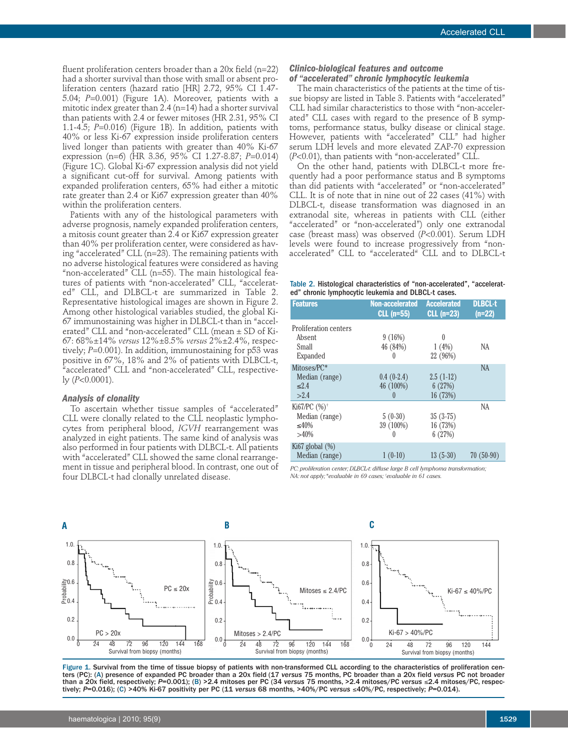fluent proliferation centers broader than a 20x field (n=22) had a shorter survival than those with small or absent proliferation centers (hazard ratio [HR] 2.72, 95% CI 1.47-5.04; *P*=0.001) (Figure 1A). Moreover, patients with a mitotic index greater than 2.4 (n=14) had a shorter survival than patients with 2.4 or fewer mitoses (HR 2.31, 95% CI 1.1-4.5; *P*=0.016) (Figure 1B). In addition, patients with 40% or less Ki-67 expression inside proliferation centers lived longer than patients with greater than 40% Ki-67 expression (n=6) (HR 3.36, 95% CI 1.27-8.87; *P*=0.014) (Figure 1C). Global Ki-67 expression analysis did not yield a significant cut-off for survival. Among patients with expanded proliferation centers, 65% had either a mitotic rate greater than 2.4 or Ki67 expression greater than 40% within the proliferation centers.

Patients with any of the histological parameters with adverse prognosis, namely expanded proliferation centers, a mitosis count greater than 2.4 or Ki67 expression greater than 40% per proliferation center, were considered as having "accelerated" CLL (n=23). The remaining patients with no adverse histological features were considered as having "non-accelerated" CLL (n=55). The main histological features of patients with "non-accelerated" CLL, "accelerated" CLL, and DLBCL-t are summarized in Table 2. Representative histological images are shown in Figure 2. Among other histological variables studied, the global Ki-67 immunostaining was higher in DLBCL-t than in "accelerated" CLL and "non-accelerated" CLL (mean ± SD of Ki-67: 68%±14% *versus* 12%±8.5% *versus* 2%±2.4%, respectively; *P*=0.001). In addition, immunostaining for p53 was positive in 67%, 18% and 2% of patients with DLBCL-t, "accelerated" CLL and "non-accelerated" CLL, respectively (*P*<0.0001).

### Analysis of clonality

To ascertain whether tissue samples of "accelerated" CLL were clonally related to the CLL neoplastic lymphocytes from peripheral blood, *IGVH* rearrangement was analyzed in eight patients. The same kind of analysis was also performed in four patients with DLBCL-t. All patients with "accelerated" CLL showed the same clonal rearrangement in tissue and peripheral blood. In contrast, one out of four DLBCL-t had clonally unrelated disease.

### Clinico-biological features and outcome of "accelerated" chronic lymphocytic leukemia

The main characteristics of the patients at the time of tissue biopsy are listed in Table 3. Patients with "accelerated" CLL had similar characteristics to those with "non-accelerated" CLL cases with regard to the presence of B symptoms, performance status, bulky disease or clinical stage. However, patients with "accelerated" CLL" had higher serum LDH levels and more elevated ZAP-70 expression (*P*<0.01), than patients with "non-accelerated" CLL.

On the other hand, patients with DLBCL-t more frequently had a poor performance status and B symptoms than did patients with "accelerated" or "non-accelerated" CLL. It is of note that in nine out of 22 cases (41%) with DLBCL-t, disease transformation was diagnosed in an extranodal site, whereas in patients with CLL (either "accelerated" or "non-accelerated") only one extranodal case (breast mass) was observed (*P*<0.001). Serum LDH levels were found to increase progressively from "non-accelerated" CLL to "accelerated" CLL and to DLBCL-t

**Table 2.** Histological characteristics of "non-accelerated", "accelerated" chronic lymphocytic leukemia and DLBCL-t cases.

| Features | Non-accelerated CLL (n=55) | Accelerated CLL (n=23) | DLBCL-t (n=22) |
|---|---|---|---|
| Proliferation centers | | | |
| Absent | 9 (16%) | 0 | |
| Small | 46 (84%) | 1 (4%) | NA |
| Expanded | 0 | 22 (96%) | |
| Mitoses/PC* | | | NA |
| Median (range) | 0.4 (0-2.4) | 2.5 (1-12) | |
| ≤2.4 | 46 (100%) | 6 (27%) | |
| >2.4 | 0 | 16 (73%) | |
| Ki67/PC (%)[†] | | | NA |
| Median (range) | 5 (0-30) | 35 (3-75) | |
| ≤40% | 39 (100%) | 16 (73%) | |
| >40% | 0 | 6 (27%) | |
| Ki67 global (%) | | | |
| Median (range) | 1 (0-10) | 13 (5-30) | 70 (50-90) |

*PC: proliferation center; DLBCL-t: diffuse large B cell lymphoma transformation; NA: not apply; \*evaluable in 69 cases; [†]evaluable in 61 cases.*

**Figure 1.** Survival from the time of tissue biopsy of patients with non-transformed CLL according to the characteristics of proliferation centers (PC): (A) presence of expanded PC broader than a 20x field (17 *versus* 75 months, PC broader than a 20x field *versus* PC not broader than a 20x field, respectively; *P*=0.001); (B) >2.4 mitoses per PC (34 *versus* 75 months, >2.4 mitoses/PC *versus* ≤2.4 mitoses/PC, respectively; *P*=0.016); (C) >40% Ki-67 positivity per PC (11 *versus* 68 months, >40%/PC *versus* ≤40%/PC, respectively; *P*=0.014).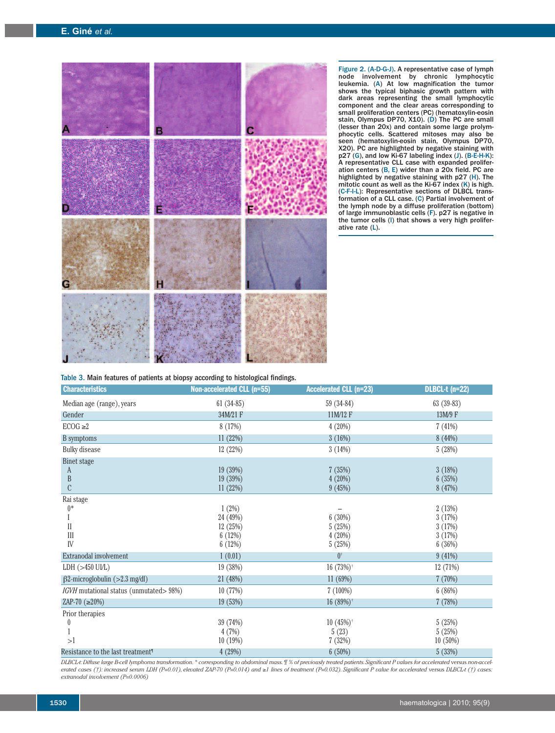Figure 2. (A-D-G-J). A representative case of lymph node involvement by chronic lymphocytic leukemia. (A) At low magnification the tumor shows the typical biphasic growth pattern with dark areas representing the small lymphocytic component and the clear areas corresponding to small proliferation centers (PC) (hematoxylin-eosin stain, Olympus DP70, X10). (D) The PC are small (lesser than 20x) and contain some large prolymphocytic cells. Scattered mitoses may also be seen (hematoxylin-eosin stain, Olympus DP70, X20). PC are highlighted by negative staining with p27 (G), and low Ki-67 labeling index (J). (B-E-H-K): A representative CLL case with expanded proliferation centers (B, E) wider than a 20x field. PC are highlighted by negative staining with p27 (H). The mitotic count as well as the Ki-67 index (K) is high. (C-F-I-L): Representative sections of DLBCL transformation of a CLL case. (C) Partial involvement of the lymph node by a diffuse proliferation (bottom) of large immunoblastic cells (F). p27 is negative in the tumor cells (I) that shows a very high proliferative rate (L).

Table 3. Main features of patients at biopsy according to histological findings.

| Characteristics | Non-accelerated CLL (n=55) | Accelerated CLL (n=23) | DLBCL-t (n=22) |
|---|---|---|---|
| Median age (range), years | 61 (34-85) | 59 (34-84) | 63 (39-83) |
| Gender | 34M/21 F | 11M/12 F | 13M/9 F |
| ECOG ≥2 | 8 (17%) | 4 (20%) | 7 (41%) |
| B symptoms | 11 (22%) | 3 (16%) | 8 (44%) |
| Bulky disease | 12 (22%) | 3 (14%) | 5 (28%) |
| Binet stage | | | |
| A | 19 (39%) | 7 (35%) | 3 (18%) |
| B | 19 (39%) | 4 (20%) | 6 (35%) |
| C | 11 (22%) | 9 (45%) | 8 (47%) |
| Rai stage | | | |
| 0* | 1 (2%) | – | 2 (13%) |
| I | 24 (49%) | 6 (30%) | 3 (17%) |
| II | 12 (25%) | 5 (25%) | 3 (17%) |
| III | 6 (12%) | 4 (20%) | 3 (17%) |
| IV | 6 (12%) | 5 (25%) | 6 (36%) |
| Extranodal involvement | 1 (0.01) | 0† | 9 (41%) |
| LDH (>450 UI/L) | 19 (38%) | 16 (73%)† | 12 (71%) |
| β2-microglobulin (>2.3 mg/dl) | 21 (48%) | 11 (69%) | 7 (70%) |
| *IGVH* mutational status (unmutated> 98%) | 10 (77%) | 7 (100%) | 6 (86%) |
| ZAP-70 (≥20%) | 19 (53%) | 16 (89%)† | 7 (78%) |
| Prior therapies | | | |
| 0 | 39 (74%) | 10 (45%)† | 5 (25%) |
| 1 | 4 (7%) | 5 (23) | 5 (25%) |
| >1 | 10 (19%) | 7 (32%) | 10 (50%) |
| Resistance to the last treatment¶ | 4 (29%) | 6 (50%) | 5 (33%) |

*DLBCL-t: Diffuse large B-cell lymphoma transformation. \* corresponding to abdominal mass. ¶ % of previously treated patients. Significant P values for accelerated versus non-accelerated cases (†): increased serum LDH (P=0.01), elevated ZAP-70 (P=0.014) and ≥1 lines of treatment (P=0.032). Significant P value for accelerated versus DLBCL-t (†) cases: extranodal involvement (P=0.0006)*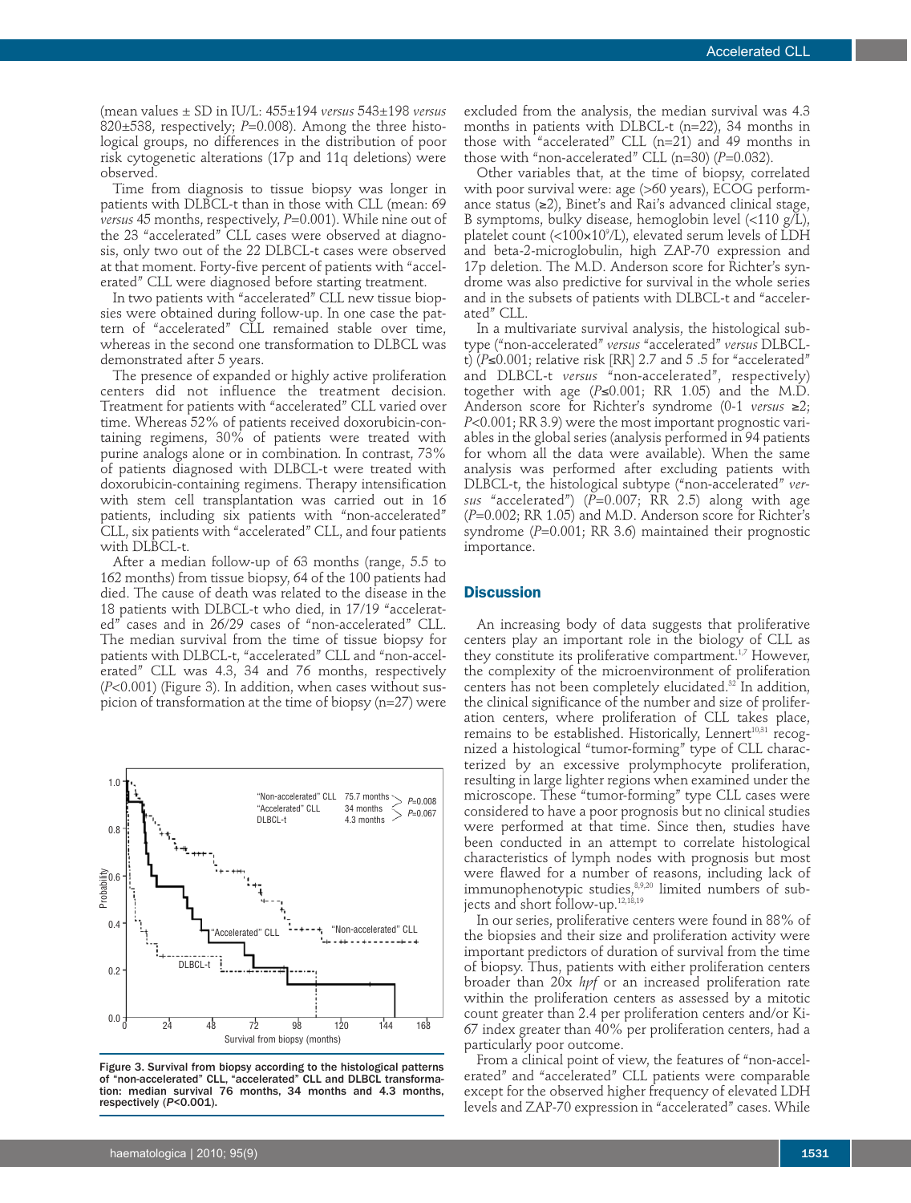(mean values ± SD in IU/L: 455±194 *versus* 543±198 *versus* 820±538, respectively; $P$=0.008). Among the three histological groups, no differences in the distribution of poor risk cytogenetic alterations (17p and 11q deletions) were observed.

Time from diagnosis to tissue biopsy was longer in patients with DLBCL-t than in those with CLL (mean: 69 *versus* 45 months, respectively, $P$=0.001). While nine out of the 23 "accelerated" CLL cases were observed at diagnosis, only two out of the 22 DLBCL-t cases were observed at that moment. Forty-five percent of patients with "accelerated" CLL were diagnosed before starting treatment.

In two patients with "accelerated" CLL new tissue biopsies were obtained during follow-up. In one case the pattern of "accelerated" CLL remained stable over time, whereas in the second one transformation to DLBCL was demonstrated after 5 years.

The presence of expanded or highly active proliferation centers did not influence the treatment decision. Treatment for patients with "accelerated" CLL varied over time. Whereas 52% of patients received doxorubicin-containing regimens, 30% of patients were treated with purine analogs alone or in combination. In contrast, 73% of patients diagnosed with DLBCL-t were treated with doxorubicin-containing regimens. Therapy intensification with stem cell transplantation was carried out in 16 patients, including six patients with "non-accelerated" CLL, six patients with "accelerated" CLL, and four patients with DLBCL-t.

After a median follow-up of 63 months (range, 5.5 to 162 months) from tissue biopsy, 64 of the 100 patients had died. The cause of death was related to the disease in the 18 patients with DLBCL-t who died, in 17/19 "accelerated" cases and in 26/29 cases of "non-accelerated" CLL. The median survival from the time of tissue biopsy for patients with DLBCL-t, "accelerated" CLL and "non-accelerated" CLL was 4.3, 34 and 76 months, respectively ($P$<0.001) (Figure 3). In addition, when cases without suspicion of transformation at the time of biopsy (n=27) were excluded from the analysis, the median survival was 4.3 months in patients with DLBCL-t (n=22), 34 months in those with "accelerated" CLL (n=21) and 49 months in those with "non-accelerated" CLL (n=30) ($P$=0.032).

Other variables that, at the time of biopsy, correlated with poor survival were: age (>60 years), ECOG performance status (≥2), Binet's and Rai's advanced clinical stage, B symptoms, bulky disease, hemoglobin level (<110 g/L), platelet count (<100×10$^9$/L), elevated serum levels of LDH and beta-2-microglobulin, high ZAP-70 expression and 17p deletion. The M.D. Anderson score for Richter's syndrome was also predictive for survival in the whole series and in the subsets of patients with DLBCL-t and "accelerated" CLL.

In a multivariate survival analysis, the histological subtype ("non-accelerated" *versus* "accelerated" *versus* DLBCL-t) ($P$≤0.001; relative risk [RR] 2.7 and 5 .5 for "accelerated" and DLBCL-t *versus* "non-accelerated", respectively) together with age ($P$≤0.001; RR 1.05) and the M.D. Anderson score for Richter's syndrome (0-1 *versus* ≥2; $P$<0.001; RR 3.9) were the most important prognostic variables in the global series (analysis performed in 94 patients for whom all the data were available). When the same analysis was performed after excluding patients with DLBCL-t, the histological subtype ("non-accelerated" *versus* "accelerated") ($P$=0.007; RR 2.5) along with age ($P$=0.002; RR 1.05) and M.D. Anderson score for Richter's syndrome ($P$=0.001; RR 3.6) maintained their prognostic importance.

Figure 3. Survival from biopsy according to the histological patterns of "non-accelerated" CLL, "accelerated" CLL and DLBCL transformation: median survival 76 months, 34 months and 4.3 months, respectively ($P$<0.001).

## Discussion

An increasing body of data suggests that proliferative centers play an important role in the biology of CLL as they constitute its proliferative compartment.[1,7] However, the complexity of the microenvironment of proliferation centers has not been completely elucidated.[32] In addition, the clinical significance of the number and size of proliferation centers, where proliferation of CLL takes place, remains to be established. Historically, Lennert[10,31] recognized a histological "tumor-forming" type of CLL characterized by an excessive prolymphocyte proliferation, resulting in large lighter regions when examined under the microscope. These "tumor-forming" type CLL cases were considered to have a poor prognosis but no clinical studies were performed at that time. Since then, studies have been conducted in an attempt to correlate histological characteristics of lymph nodes with prognosis but most were flawed for a number of reasons, including lack of immunophenotypic studies,[8,9,20] limited numbers of subjects and short follow-up.[12,18,19]

In our series, proliferative centers were found in 88% of the biopsies and their size and proliferation activity were important predictors of duration of survival from the time of biopsy. Thus, patients with either proliferation centers broader than 20x *hpf* or an increased proliferation rate within the proliferation centers as assessed by a mitotic count greater than 2.4 per proliferation centers and/or Ki-67 index greater than 40% per proliferation centers, had a particularly poor outcome.

From a clinical point of view, the features of "non-accelerated" and "accelerated" CLL patients were comparable except for the observed higher frequency of elevated LDH levels and ZAP-70 expression in "accelerated" cases. While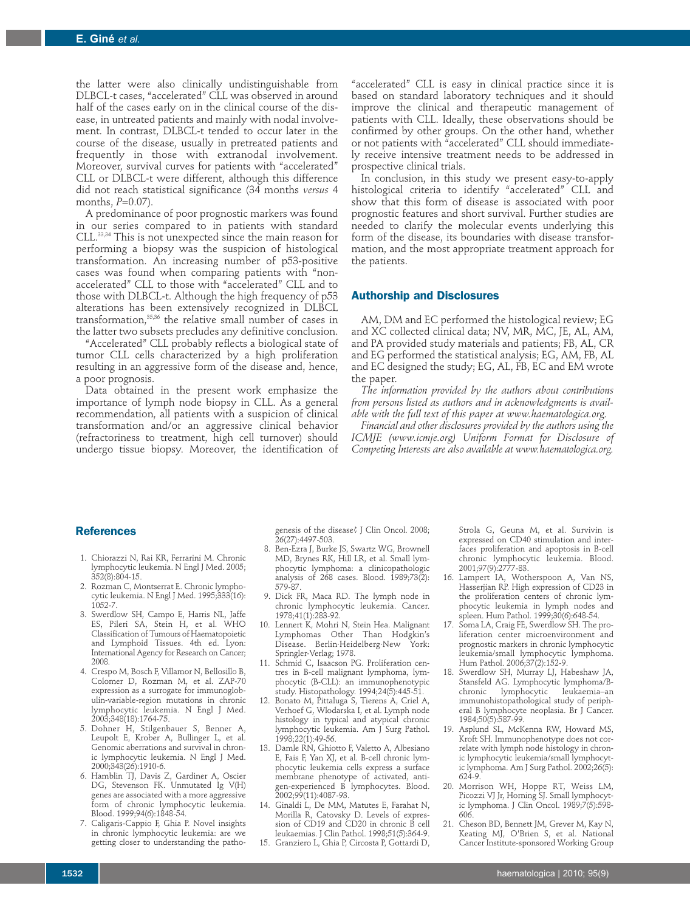the latter were also clinically undistinguishable from DLBCL-t cases, "accelerated" CLL was observed in around half of the cases early on in the clinical course of the disease, in untreated patients and mainly with nodal involvement. In contrast, DLBCL-t tended to occur later in the course of the disease, usually in pretreated patients and frequently in those with extranodal involvement. Moreover, survival curves for patients with "accelerated" CLL or DLBCL-t were different, although this difference did not reach statistical significance (34 months *versus* 4 months, $P$=0.07).

A predominance of poor prognostic markers was found in our series compared to in patients with standard CLL.[33,34] This is not unexpected since the main reason for performing a biopsy was the suspicion of histological transformation. An increasing number of p53-positive cases was found when comparing patients with "non-accelerated" CLL to those with "accelerated" CLL and to those with DLBCL-t. Although the high frequency of p53 alterations has been extensively recognized in DLBCL transformation,[35,36] the relative small number of cases in the latter two subsets precludes any definitive conclusion.

"Accelerated" CLL probably reflects a biological state of tumor CLL cells characterized by a high proliferation resulting in an aggressive form of the disease and, hence, a poor prognosis.

Data obtained in the present work emphasize the importance of lymph node biopsy in CLL. As a general recommendation, all patients with a suspicion of clinical transformation and/or an aggressive clinical behavior (refractoriness to treatment, high cell turnover) should undergo tissue biopsy. Moreover, the identification of "accelerated" CLL is easy in clinical practice since it is based on standard laboratory techniques and it should improve the clinical and therapeutic management of patients with CLL. Ideally, these observations should be confirmed by other groups. On the other hand, whether or not patients with "accelerated" CLL should immediately receive intensive treatment needs to be addressed in prospective clinical trials.

In conclusion, in this study we present easy-to-apply histological criteria to identify "accelerated" CLL and show that this form of disease is associated with poor prognostic features and short survival. Further studies are needed to clarify the molecular events underlying this form of the disease, its boundaries with disease transformation, and the most appropriate treatment approach for the patients.

## Authorship and Disclosures

AM, DM and EC performed the histological review; EG and XC collected clinical data; NV, MR, MC, JE, AL, AM, and PA provided study materials and patients; FB, AL, CR and EG performed the statistical analysis; EG, AM, FB, AL and EC designed the study; EG, AL, FB, EC and EM wrote the paper.

*The information provided by the authors about contributions from persons listed as authors and in acknowledgments is available with the full text of this paper at www.haematologica.org.*

*Financial and other disclosures provided by the authors using the ICMJE (www.icmje.org) Uniform Format for Disclosure of Competing Interests are also available at www.haematologica.org.*

## References

1. Chiorazzi N, Rai KR, Ferrarini M. Chronic lymphocytic leukemia. N Engl J Med. 2005; 352(8):804-15.
2. Rozman C, Montserrat E. Chronic lymphocytic leukemia. N Engl J Med. 1995;333(16): 1052-7.
3. Swerdlow SH, Campo E, Harris NL, Jaffe ES, Pileri SA, Stein H, et al. WHO Classification of Tumours of Haematopoietic and Lymphoid Tissues. 4th ed. Lyon: International Agency for Research on Cancer; 2008.
4. Crespo M, Bosch F, Villamor N, Bellosillo B, Colomer D, Rozman M, et al. ZAP-70 expression as a surrogate for immunoglobulin-variable-region mutations in chronic lymphocytic leukemia. N Engl J Med. 2003;348(18):1764-75.
5. Dohner H, Stilgenbauer S, Benner A, Leupolt E, Krober A, Bullinger L, et al. Genomic aberrations and survival in chronic lymphocytic leukemia. N Engl J Med. 2000;343(26):1910-6.
6. Hamblin TJ, Davis Z, Gardiner A, Oscier DG, Stevenson FK. Unmutated Ig V(H) genes are associated with a more aggressive form of chronic lymphocytic leukemia. Blood. 1999;94(6):1848-54.
7. Caligaris-Cappio F, Ghia P. Novel insights in chronic lymphocytic leukemia: are we getting closer to understanding the pathogenesis of the disease? J Clin Oncol. 2008; 26(27):4497-503.
8. Ben-Ezra J, Burke JS, Swartz WG, Brownell MD, Brynes RK, Hill LR, et al. Small lymphocytic lymphoma: a clinicopathologic analysis of 268 cases. Blood. 1989;73(2): 579-87.
9. Dick FR, Maca RD. The lymph node in chronic lymphocytic leukemia. Cancer. 1978;41(1):283-92.
10. Lennert K, Mohri N, Stein Hea. Malignant Lymphomas Other Than Hodgkin's Disease. Berlin-Heidelberg-New York: Springer-Verlag; 1978.
11. Schmid C, Isaacson PG. Proliferation centres in B-cell malignant lymphoma, lymphocytic (B-CLL): an immunophenotypic study. Histopathology. 1994;24(5):445-51.
12. Bonato M, Pittaluga S, Tierens A, Criel A, Verhoef G, Wlodarska I, et al. Lymph node histology in typical and atypical chronic lymphocytic leukemia. Am J Surg Pathol. 1998;22(1):49-56.
13. Damle RN, Ghiotto F, Valetto A, Albesiano E, Fais F, Yan XJ, et al. B-cell chronic lymphocytic leukemia cells express a surface membrane phenotype of activated, antigen-experienced B lymphocytes. Blood. 2002;99(11):4087-93.
14. Ginaldi L, De MM, Matutes E, Farahat N, Morilla R, Catovsky D. Levels of expression of CD19 and CD20 in chronic B cell leukaemias. J Clin Pathol. 1998;51(5):364-9.
15. Granziero L, Ghia P, Circosta P, Gottardi D, Strola G, Geuna M, et al. Survivin is expressed on CD40 stimulation and interfaces proliferation and apoptosis in B-cell chronic lymphocytic leukemia. Blood. 2001;97(9):2777-83.
16. Lampert IA, Wotherspoon A, Van NS, Hasserjian RP. High expression of CD23 in the proliferation centers of chronic lymphocytic leukemia in lymph nodes and spleen. Hum Pathol. 1999;30(6):648-54.
17. Soma LA, Craig FE, Swerdlow SH. The proliferation center microenvironment and prognostic markers in chronic lymphocytic leukemia/small lymphocytic lymphoma. Hum Pathol. 2006;37(2):152-9.
18. Swerdlow SH, Murray LJ, Habeshaw JA, Stansfeld AG. Lymphocytic lymphoma/B-chronic lymphocytic leukaemia–an immunohistopathological study of peripheral B lymphocyte neoplasia. Br J Cancer. 1984;50(5):587-99.
19. Asplund SL, McKenna RW, Howard MS, Kroft SH. Immunophenotype does not correlate with lymph node histology in chronic lymphocytic leukemia/small lymphocytic lymphoma. Am J Surg Pathol. 2002;26(5): 624-9.
20. Morrison WH, Hoppe RT, Weiss LM, Picozzi VJ Jr, Horning SJ. Small lymphocytic lymphoma. J Clin Oncol. 1989;7(5):598-606.
21. Cheson BD, Bennett JM, Grever M, Kay N, Keating MJ, O'Brien S, et al. National Cancer Institute-sponsored Working Group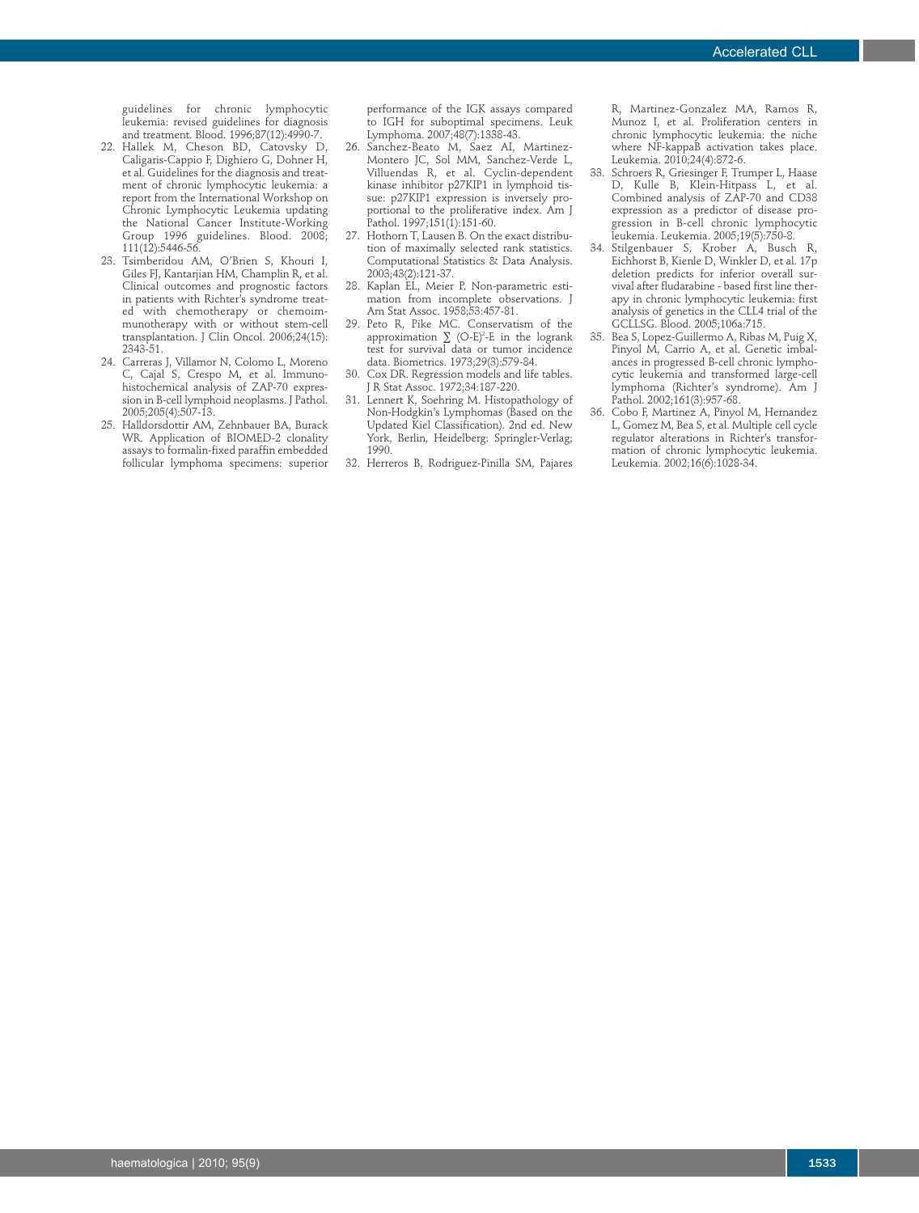guidelines for chronic lymphocytic leukemia: revised guidelines for diagnosis and treatment. Blood. 1996;87(12):4990-7.

22. Hallek M, Cheson BD, Catovsky D, Caligaris-Cappio F, Dighiero G, Dohner H, et al. Guidelines for the diagnosis and treatment of chronic lymphocytic leukemia: a report from the International Workshop on Chronic Lymphocytic Leukemia updating the National Cancer Institute-Working Group 1996 guidelines. Blood. 2008; 111(12):5446-56.
23. Tsimberidou AM, O'Brien S, Khouri I, Giles FJ, Kantarjian HM, Champlin R, et al. Clinical outcomes and prognostic factors in patients with Richter's syndrome treated with chemotherapy or chemoimmunotherapy with or without stem-cell transplantation. J Clin Oncol. 2006;24(15): 2343-51.
24. Carreras J, Villamor N, Colomo L, Moreno C, Cajal S, Crespo M, et al. Immunohistochemical analysis of ZAP-70 expression in B-cell lymphoid neoplasms. J Pathol. 2005;205(4):507-13.
25. Halldorsdottir AM, Zehnbauer BA, Burack WR. Application of BIOMED-2 clonality assays to formalin-fixed paraffin embedded follicular lymphoma specimens: superior performance of the IGK assays compared to IGH for suboptimal specimens. Leuk Lymphoma. 2007;48(7):1338-43.
26. Sanchez-Beato M, Saez AI, Martinez-Montero JC, Sol MM, Sanchez-Verde L, Villuendas R, et al. Cyclin-dependent kinase inhibitor p27KIP1 in lymphoid tissue: p27KIP1 expression is inversely proportional to the proliferative index. Am J Pathol. 1997;151(1):151-60.
27. Hothorn T, Lausen B. On the exact distribution of maximally selected rank statistics. Computational Statistics & Data Analysis. 2003;43(2):121-37.
28. Kaplan EL, Meier P. Non-parametric estimation from incomplete observations. J Am Stat Assoc. 1958;53:457-81.
29. Peto R, Pike MC. Conservatism of the approximation $\sum$ $(O-E)^2$-E in the logrank test for survival data or tumor incidence data. Biometrics. 1973;29(3):579-84.
30. Cox DR. Regression models and life tables. J R Stat Assoc. 1972;34:187-220.
31. Lennert K, Soehring M. Histopathology of Non-Hodgkin's Lymphomas (Based on the Updated Kiel Classification). 2nd ed. New York, Berlin, Heidelberg: Springer-Verlag; 1990.
32. Herreros B, Rodriguez-Pinilla SM, Pajares R, Martinez-Gonzalez MA, Ramos R, Munoz I, et al. Proliferation centers in chronic lymphocytic leukemia: the niche where NF-kappaB activation takes place. Leukemia. 2010;24(4):872-6.
33. Schroers R, Griesinger F, Trumper L, Haase D, Kulle B, Klein-Hitpass L, et al. Combined analysis of ZAP-70 and CD38 expression as a predictor of disease progression in B-cell chronic lymphocytic leukemia. Leukemia. 2005;19(5):750-8.
34. Stilgenbauer S, Krober A, Busch R, Eichhorst B, Kienle D, Winkler D, et al. 17p deletion predicts for inferior overall survival after fludarabine - based first line therapy in chronic lymphocytic leukemia: first analysis of genetics in the CLL4 trial of the GCLLSG. Blood. 2005;106a:715.
35. Bea S, Lopez-Guillermo A, Ribas M, Puig X, Pinyol M, Carrio A, et al. Genetic imbalances in progressed B-cell chronic lymphocytic leukemia and transformed large-cell lymphoma (Richter's syndrome). Am J Pathol. 2002;161(3):957-68.
36. Cobo F, Martinez A, Pinyol M, Hernandez L, Gomez M, Bea S, et al. Multiple cell cycle regulator alterations in Richter's transformation of chronic lymphocytic leukemia. Leukemia. 2002;16(6):1028-34.